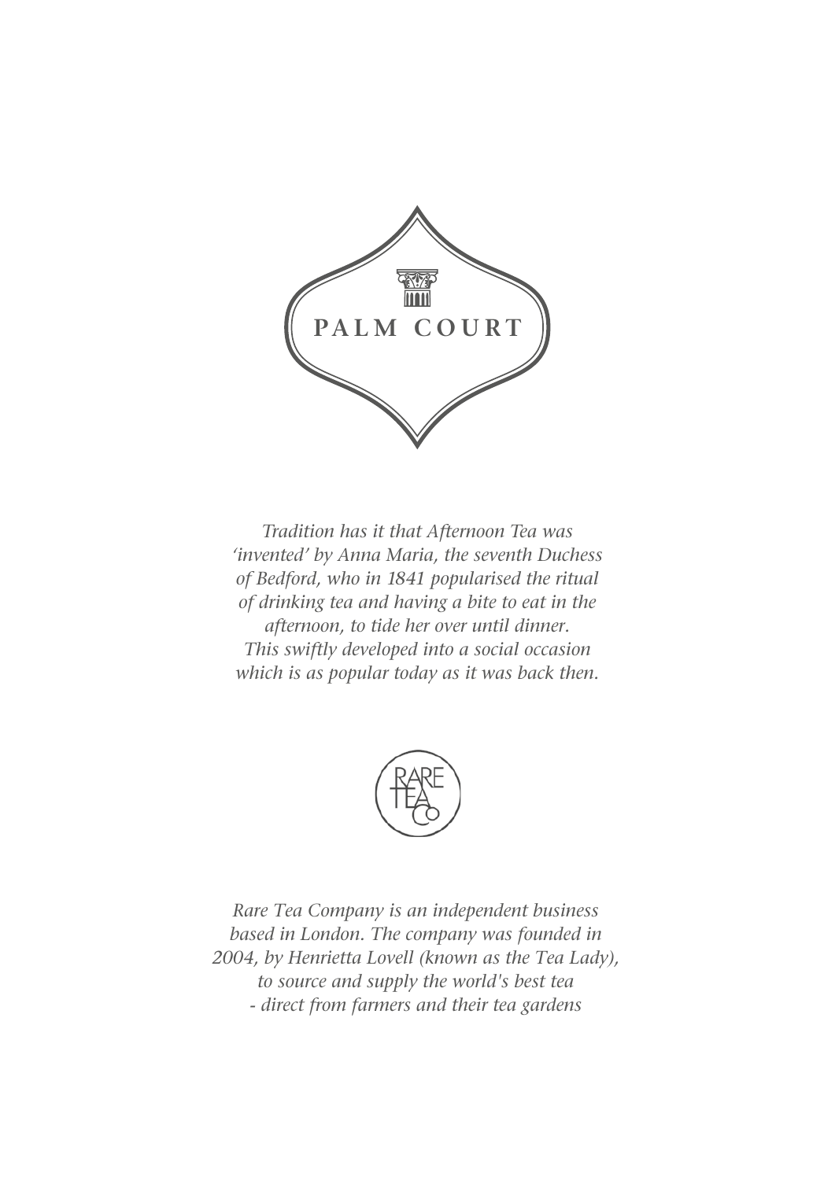# PALM COURT

*Tradition has it that Afternoon Tea was 'invented' by Anna Maria, the seventh Duchess of Bedford, who in 1841 popularised the ritual of drinking tea and having a bite to eat in the afternoon, to tide her over until dinner. This swiftly developed into a social occasion which is as popular today as it was back then.*

RARE TEA Co

*Rare Tea Company is an independent business based in London. The company was founded in 2004, by Henrietta Lovell (known as the Tea Lady), to source and supply the world's best tea - direct from farmers and their tea gardens*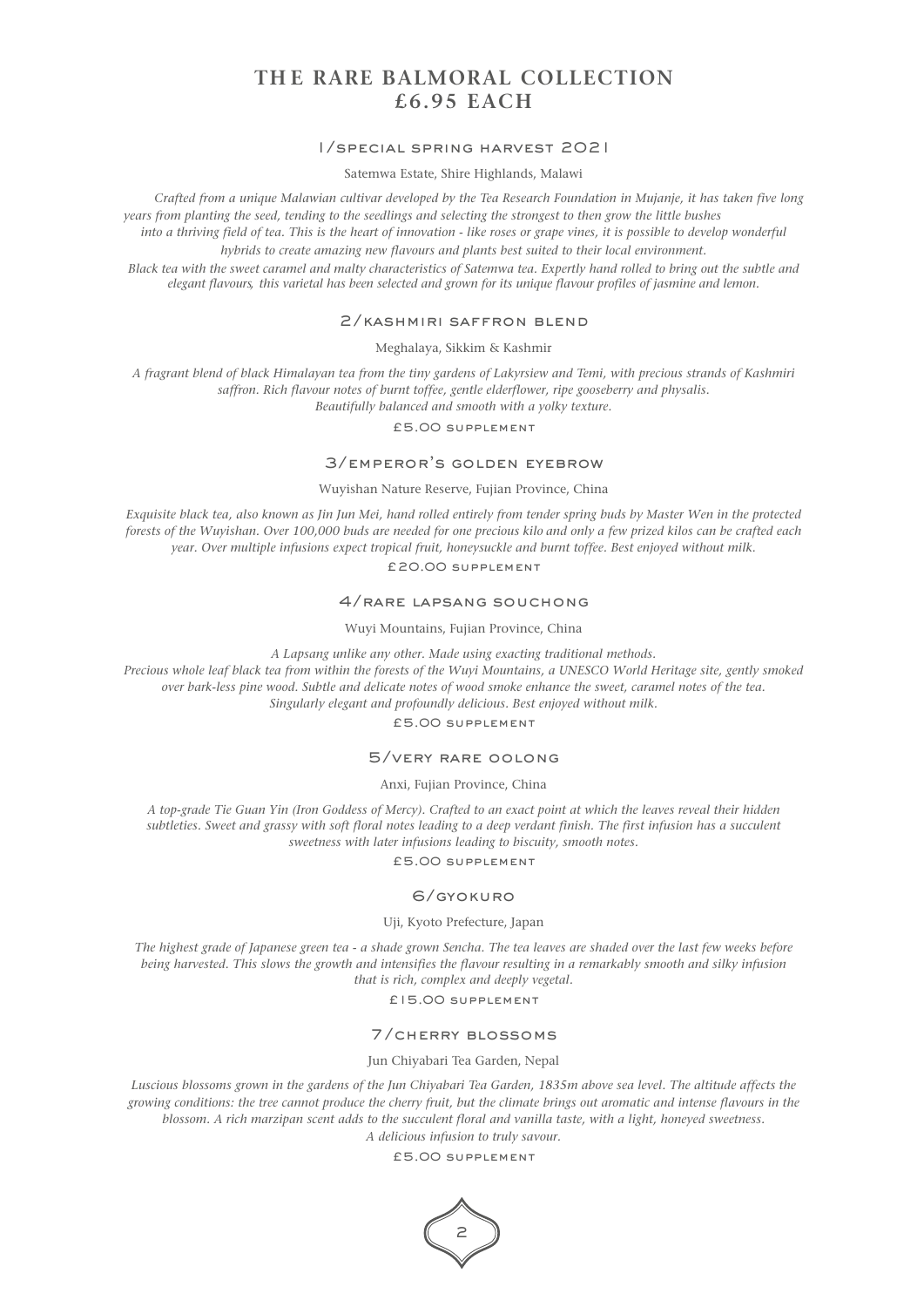# THE RARE BALMORAL COLLECTION
# £6.95 EACH

## 1/SPECIAL SPRING HARVEST 2021

Satemwa Estate, Shire Highlands, Malawi

*Crafted from a unique Malawian cultivar developed by the Tea Research Foundation in Mujanje, it has taken five long years from planting the seed, tending to the seedlings and selecting the strongest to then grow the little bushes into a thriving field of tea. This is the heart of innovation - like roses or grape vines, it is possible to develop wonderful hybrids to create amazing new flavours and plants best suited to their local environment.*
*Black tea with the sweet caramel and malty characteristics of Satemwa tea. Expertly hand rolled to bring out the subtle and elegant flavours, this varietal has been selected and grown for its unique flavour profiles of jasmine and lemon.*

## 2/KASHMIRI SAFFRON BLEND

Meghalaya, Sikkim & Kashmir

*A fragrant blend of black Himalayan tea from the tiny gardens of Lakyrsiew and Temi, with precious strands of Kashmiri saffron. Rich flavour notes of burnt toffee, gentle elderflower, ripe gooseberry and physalis. Beautifully balanced and smooth with a yolky texture.*

£5.00 SUPPLEMENT

## 3/EMPEROR'S GOLDEN EYEBROW

Wuyishan Nature Reserve, Fujian Province, China

*Exquisite black tea, also known as Jin Jun Mei, hand rolled entirely from tender spring buds by Master Wen in the protected forests of the Wuyishan. Over 100,000 buds are needed for one precious kilo and only a few prized kilos can be crafted each year. Over multiple infusions expect tropical fruit, honeysuckle and burnt toffee. Best enjoyed without milk.*

£20.00 SUPPLEMENT

## 4/RARE LAPSANG SOUCHONG

Wuyi Mountains, Fujian Province, China

*A Lapsang unlike any other. Made using exacting traditional methods.*
*Precious whole leaf black tea from within the forests of the Wuyi Mountains, a UNESCO World Heritage site, gently smoked over bark-less pine wood. Subtle and delicate notes of wood smoke enhance the sweet, caramel notes of the tea. Singularly elegant and profoundly delicious. Best enjoyed without milk.*

£5.00 SUPPLEMENT

## 5/VERY RARE OOLONG

Anxi, Fujian Province, China

*A top-grade Tie Guan Yin (Iron Goddess of Mercy). Crafted to an exact point at which the leaves reveal their hidden subtleties. Sweet and grassy with soft floral notes leading to a deep verdant finish. The first infusion has a succulent sweetness with later infusions leading to biscuity, smooth notes.*

£5.00 SUPPLEMENT

## 6/GYOKURO

Uji, Kyoto Prefecture, Japan

*The highest grade of Japanese green tea - a shade grown Sencha. The tea leaves are shaded over the last few weeks before being harvested. This slows the growth and intensifies the flavour resulting in a remarkably smooth and silky infusion that is rich, complex and deeply vegetal.*

£15.00 SUPPLEMENT

## 7/CHERRY BLOSSOMS

Jun Chiyabari Tea Garden, Nepal

*Luscious blossoms grown in the gardens of the Jun Chiyabari Tea Garden, 1835m above sea level. The altitude affects the growing conditions: the tree cannot produce the cherry fruit, but the climate brings out aromatic and intense flavours in the blossom. A rich marzipan scent adds to the succulent floral and vanilla taste, with a light, honeyed sweetness. A delicious infusion to truly savour.*

£5.00 SUPPLEMENT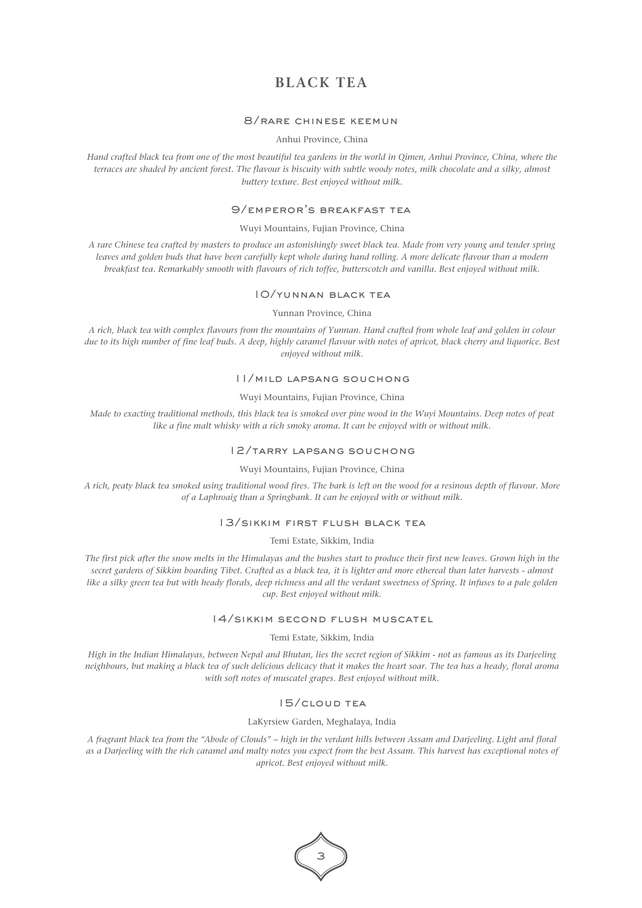# BLACK TEA

## 8/RARE CHINESE KEEMUN

Anhui Province, China

*Hand crafted black tea from one of the most beautiful tea gardens in the world in Qimen, Anhui Province, China, where the terraces are shaded by ancient forest. The flavour is biscuity with subtle woody notes, milk chocolate and a silky, almost buttery texture. Best enjoyed without milk.*

## 9/EMPEROR'S BREAKFAST TEA

Wuyi Mountains, Fujian Province, China

*A rare Chinese tea crafted by masters to produce an astonishingly sweet black tea. Made from very young and tender spring leaves and golden buds that have been carefully kept whole during hand rolling. A more delicate flavour than a modern breakfast tea. Remarkably smooth with flavours of rich toffee, butterscotch and vanilla. Best enjoyed without milk.*

## 10/YUNNAN BLACK TEA

Yunnan Province, China

*A rich, black tea with complex flavours from the mountains of Yunnan. Hand crafted from whole leaf and golden in colour due to its high number of fine leaf buds. A deep, highly caramel flavour with notes of apricot, black cherry and liquorice. Best enjoyed without milk.*

## 11/MILD LAPSANG SOUCHONG

Wuyi Mountains, Fujian Province, China

*Made to exacting traditional methods, this black tea is smoked over pine wood in the Wuyi Mountains. Deep notes of peat like a fine malt whisky with a rich smoky aroma. It can be enjoyed with or without milk.*

## 12/TARRY LAPSANG SOUCHONG

Wuyi Mountains, Fujian Province, China

*A rich, peaty black tea smoked using traditional wood fires. The bark is left on the wood for a resinous depth of flavour. More of a Laphroaig than a Springbank. It can be enjoyed with or without milk.*

## 13/SIKKIM FIRST FLUSH BLACK TEA

Temi Estate, Sikkim, India

*The first pick after the snow melts in the Himalayas and the bushes start to produce their first new leaves. Grown high in the secret gardens of Sikkim boarding Tibet. Crafted as a black tea, it is lighter and more ethereal than later harvests - almost like a silky green tea but with heady florals, deep richness and all the verdant sweetness of Spring. It infuses to a pale golden cup. Best enjoyed without milk.*

## 14/SIKKIM SECOND FLUSH MUSCATEL

Temi Estate, Sikkim, India

*High in the Indian Himalayas, between Nepal and Bhutan, lies the secret region of Sikkim - not as famous as its Darjeeling neighbours, but making a black tea of such delicious delicacy that it makes the heart soar. The tea has a heady, floral aroma with soft notes of muscatel grapes. Best enjoyed without milk.*

## 15/CLOUD TEA

LaKyrsiew Garden, Meghalaya, India

*A fragrant black tea from the "Abode of Clouds" – high in the verdant hills between Assam and Darjeeling. Light and floral as a Darjeeling with the rich caramel and malty notes you expect from the best Assam. This harvest has exceptional notes of apricot. Best enjoyed without milk.*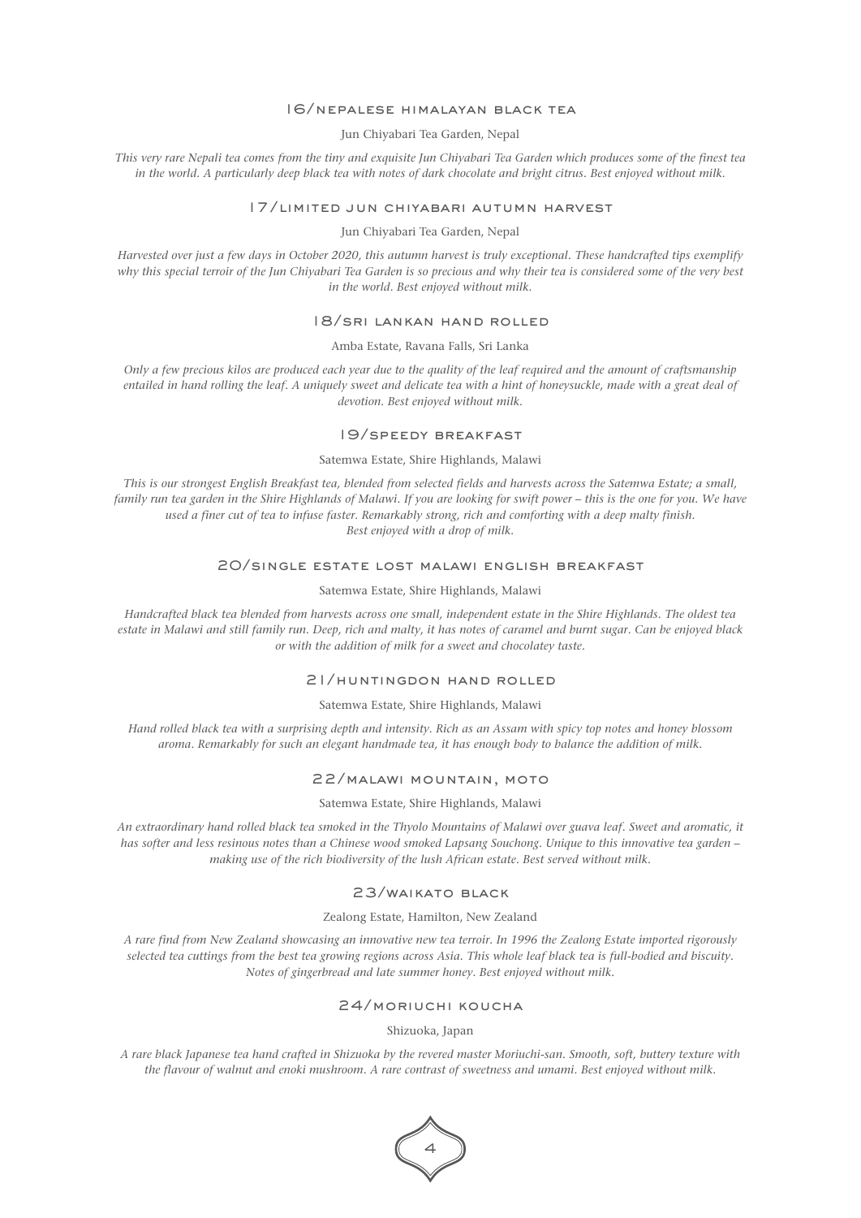## 16/NEPALESE HIMALAYAN BLACK TEA

Jun Chiyabari Tea Garden, Nepal

*This very rare Nepali tea comes from the tiny and exquisite Jun Chiyabari Tea Garden which produces some of the finest tea in the world. A particularly deep black tea with notes of dark chocolate and bright citrus. Best enjoyed without milk.*

## 17/LIMITED JUN CHIYABARI AUTUMN HARVEST

Jun Chiyabari Tea Garden, Nepal

*Harvested over just a few days in October 2020, this autumn harvest is truly exceptional. These handcrafted tips exemplify why this special terroir of the Jun Chiyabari Tea Garden is so precious and why their tea is considered some of the very best in the world. Best enjoyed without milk.*

## 18/SRI LANKAN HAND ROLLED

Amba Estate, Ravana Falls, Sri Lanka

*Only a few precious kilos are produced each year due to the quality of the leaf required and the amount of craftsmanship entailed in hand rolling the leaf. A uniquely sweet and delicate tea with a hint of honeysuckle, made with a great deal of devotion. Best enjoyed without milk.*

## 19/SPEEDY BREAKFAST

Satemwa Estate, Shire Highlands, Malawi

*This is our strongest English Breakfast tea, blended from selected fields and harvests across the Satemwa Estate; a small, family run tea garden in the Shire Highlands of Malawi. If you are looking for swift power – this is the one for you. We have used a finer cut of tea to infuse faster. Remarkably strong, rich and comforting with a deep malty finish. Best enjoyed with a drop of milk.*

## 20/SINGLE ESTATE LOST MALAWI ENGLISH BREAKFAST

Satemwa Estate, Shire Highlands, Malawi

*Handcrafted black tea blended from harvests across one small, independent estate in the Shire Highlands. The oldest tea estate in Malawi and still family run. Deep, rich and malty, it has notes of caramel and burnt sugar. Can be enjoyed black or with the addition of milk for a sweet and chocolatey taste.*

## 21/HUNTINGDON HAND ROLLED

Satemwa Estate, Shire Highlands, Malawi

*Hand rolled black tea with a surprising depth and intensity. Rich as an Assam with spicy top notes and honey blossom aroma. Remarkably for such an elegant handmade tea, it has enough body to balance the addition of milk.*

## 22/MALAWI MOUNTAIN, MOTO

Satemwa Estate, Shire Highlands, Malawi

*An extraordinary hand rolled black tea smoked in the Thyolo Mountains of Malawi over guava leaf. Sweet and aromatic, it has softer and less resinous notes than a Chinese wood smoked Lapsang Souchong. Unique to this innovative tea garden – making use of the rich biodiversity of the lush African estate. Best served without milk.*

## 23/WAIKATO BLACK

Zealong Estate, Hamilton, New Zealand

*A rare find from New Zealand showcasing an innovative new tea terroir. In 1996 the Zealong Estate imported rigorously selected tea cuttings from the best tea growing regions across Asia. This whole leaf black tea is full-bodied and biscuity. Notes of gingerbread and late summer honey. Best enjoyed without milk.*

## 24/MORIUCHI KOUCHA

Shizuoka, Japan

*A rare black Japanese tea hand crafted in Shizuoka by the revered master Moriuchi-san. Smooth, soft, buttery texture with the flavour of walnut and enoki mushroom. A rare contrast of sweetness and umami. Best enjoyed without milk.*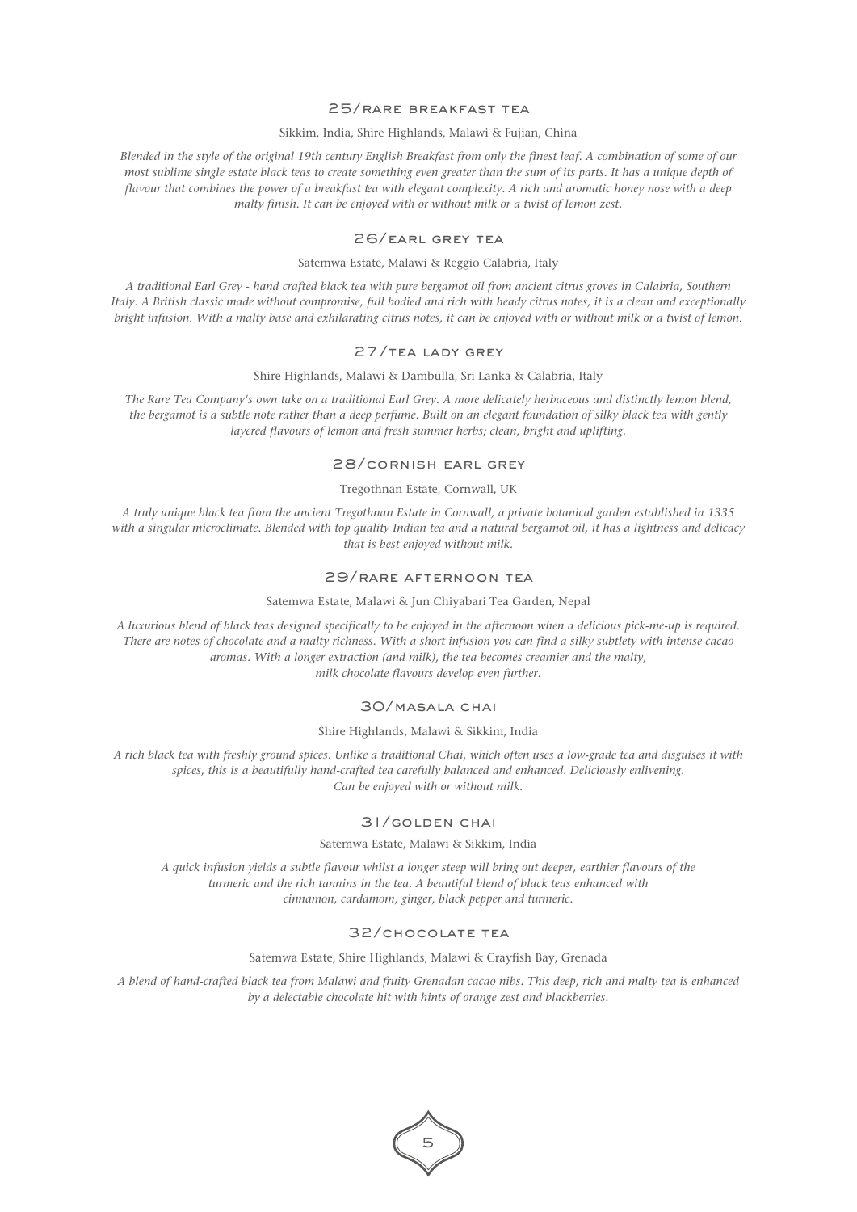## 25/RARE BREAKFAST TEA

Sikkim, India, Shire Highlands, Malawi & Fujian, China

*Blended in the style of the original 19th century English Breakfast from only the finest leaf. A combination of some of our most sublime single estate black teas to create something even greater than the sum of its parts. It has a unique depth of flavour that combines the power of a breakfast tea with elegant complexity. A rich and aromatic honey nose with a deep malty finish. It can be enjoyed with or without milk or a twist of lemon zest.*

## 26/EARL GREY TEA

Satemwa Estate, Malawi & Reggio Calabria, Italy

*A traditional Earl Grey - hand crafted black tea with pure bergamot oil from ancient citrus groves in Calabria, Southern Italy. A British classic made without compromise, full bodied and rich with heady citrus notes, it is a clean and exceptionally bright infusion. With a malty base and exhilarating citrus notes, it can be enjoyed with or without milk or a twist of lemon.*

## 27/TEA LADY GREY

Shire Highlands, Malawi & Dambulla, Sri Lanka & Calabria, Italy

*The Rare Tea Company's own take on a traditional Earl Grey. A more delicately herbaceous and distinctly lemon blend, the bergamot is a subtle note rather than a deep perfume. Built on an elegant foundation of silky black tea with gently layered flavours of lemon and fresh summer herbs; clean, bright and uplifting.*

## 28/CORNISH EARL GREY

Tregothnan Estate, Cornwall, UK

*A truly unique black tea from the ancient Tregothnan Estate in Cornwall, a private botanical garden established in 1335 with a singular microclimate. Blended with top quality Indian tea and a natural bergamot oil, it has a lightness and delicacy that is best enjoyed without milk.*

## 29/RARE AFTERNOON TEA

Satemwa Estate, Malawi & Jun Chiyabari Tea Garden, Nepal

*A luxurious blend of black teas designed specifically to be enjoyed in the afternoon when a delicious pick-me-up is required. There are notes of chocolate and a malty richness. With a short infusion you can find a silky subtlety with intense cacao aromas. With a longer extraction (and milk), the tea becomes creamier and the malty, milk chocolate flavours develop even further.*

## 30/MASALA CHAI

Shire Highlands, Malawi & Sikkim, India

*A rich black tea with freshly ground spices. Unlike a traditional Chai, which often uses a low-grade tea and disguises it with spices, this is a beautifully hand-crafted tea carefully balanced and enhanced. Deliciously enlivening. Can be enjoyed with or without milk.*

## 31/GOLDEN CHAI

Satemwa Estate, Malawi & Sikkim, India

*A quick infusion yields a subtle flavour whilst a longer steep will bring out deeper, earthier flavours of the turmeric and the rich tannins in the tea. A beautiful blend of black teas enhanced with cinnamon, cardamom, ginger, black pepper and turmeric.*

## 32/CHOCOLATE TEA

Satemwa Estate, Shire Highlands, Malawi & Crayfish Bay, Grenada

*A blend of hand-crafted black tea from Malawi and fruity Grenadan cacao nibs. This deep, rich and malty tea is enhanced by a delectable chocolate hit with hints of orange zest and blackberries.*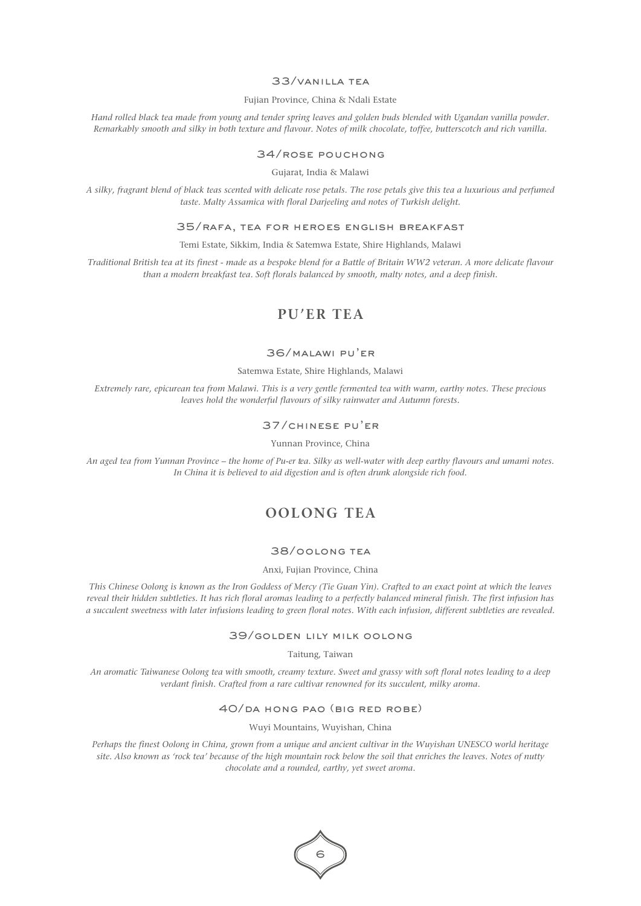### 33/VANILLA TEA

Fujian Province, China & Ndali Estate

*Hand rolled black tea made from young and tender spring leaves and golden buds blended with Ugandan vanilla powder. Remarkably smooth and silky in both texture and flavour. Notes of milk chocolate, toffee, butterscotch and rich vanilla.*

### 34/ROSE POUCHONG

Gujarat, India & Malawi

*A silky, fragrant blend of black teas scented with delicate rose petals. The rose petals give this tea a luxurious and perfumed taste. Malty Assamica with floral Darjeeling and notes of Turkish delight.*

### 35/RAFA, TEA FOR HEROES ENGLISH BREAKFAST

Temi Estate, Sikkim, India & Satemwa Estate, Shire Highlands, Malawi

*Traditional British tea at its finest - made as a bespoke blend for a Battle of Britain WW2 veteran. A more delicate flavour than a modern breakfast tea. Soft florals balanced by smooth, malty notes, and a deep finish.*

## PU'ER TEA

### 36/MALAWI PU'ER

Satemwa Estate, Shire Highlands, Malawi

*Extremely rare, epicurean tea from Malawi. This is a very gentle fermented tea with warm, earthy notes. These precious leaves hold the wonderful flavours of silky rainwater and Autumn forests.*

### 37/CHINESE PU'ER

Yunnan Province, China

*An aged tea from Yunnan Province – the home of Pu-er tea. Silky as well-water with deep earthy flavours and umami notes. In China it is believed to aid digestion and is often drunk alongside rich food.*

## OOLONG TEA

### 38/OOLONG TEA

Anxi, Fujian Province, China

*This Chinese Oolong is known as the Iron Goddess of Mercy (Tie Guan Yin). Crafted to an exact point at which the leaves reveal their hidden subtleties. It has rich floral aromas leading to a perfectly balanced mineral finish. The first infusion has a succulent sweetness with later infusions leading to green floral notes. With each infusion, different subtleties are revealed.*

### 39/GOLDEN LILY MILK OOLONG

Taitung, Taiwan

*An aromatic Taiwanese Oolong tea with smooth, creamy texture. Sweet and grassy with soft floral notes leading to a deep verdant finish. Crafted from a rare cultivar renowned for its succulent, milky aroma.*

### 40/DA HONG PAO (BIG RED ROBE)

Wuyi Mountains, Wuyishan, China

*Perhaps the finest Oolong in China, grown from a unique and ancient cultivar in the Wuyishan UNESCO world heritage site. Also known as 'rock tea' because of the high mountain rock below the soil that enriches the leaves. Notes of nutty chocolate and a rounded, earthy, yet sweet aroma.*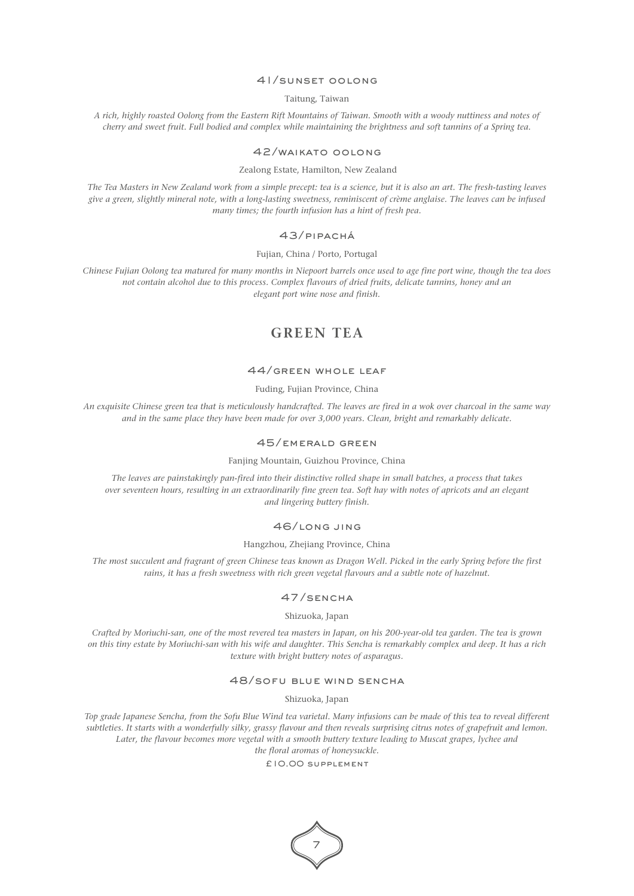### 41/SUNSET OOLONG

Taitung, Taiwan

*A rich, highly roasted Oolong from the Eastern Rift Mountains of Taiwan. Smooth with a woody nuttiness and notes of cherry and sweet fruit. Full bodied and complex while maintaining the brightness and soft tannins of a Spring tea.*

### 42/WAIKATO OOLONG

Zealong Estate, Hamilton, New Zealand

*The Tea Masters in New Zealand work from a simple precept: tea is a science, but it is also an art. The fresh-tasting leaves give a green, slightly mineral note, with a long-lasting sweetness, reminiscent of crème anglaise. The leaves can be infused many times; the fourth infusion has a hint of fresh pea.*

### 43/PIPACHÁ

Fujian, China / Porto, Portugal

*Chinese Fujian Oolong tea matured for many months in Niepoort barrels once used to age fine port wine, though the tea does not contain alcohol due to this process. Complex flavours of dried fruits, delicate tannins, honey and an elegant port wine nose and finish.*

## GREEN TEA

### 44/GREEN WHOLE LEAF

Fuding, Fujian Province, China

*An exquisite Chinese green tea that is meticulously handcrafted. The leaves are fired in a wok over charcoal in the same way and in the same place they have been made for over 3,000 years. Clean, bright and remarkably delicate.*

### 45/EMERALD GREEN

Fanjing Mountain, Guizhou Province, China

*The leaves are painstakingly pan-fired into their distinctive rolled shape in small batches, a process that takes over seventeen hours, resulting in an extraordinarily fine green tea. Soft hay with notes of apricots and an elegant and lingering buttery finish.*

### 46/LONG JING

Hangzhou, Zhejiang Province, China

*The most succulent and fragrant of green Chinese teas known as Dragon Well. Picked in the early Spring before the first rains, it has a fresh sweetness with rich green vegetal flavours and a subtle note of hazelnut.*

### 47/SENCHA

Shizuoka, Japan

*Crafted by Moriuchi-san, one of the most revered tea masters in Japan, on his 200-year-old tea garden. The tea is grown on this tiny estate by Moriuchi-san with his wife and daughter. This Sencha is remarkably complex and deep. It has a rich texture with bright buttery notes of asparagus.*

### 48/SOFU BLUE WIND SENCHA

Shizuoka, Japan

*Top grade Japanese Sencha, from the Sofu Blue Wind tea varietal. Many infusions can be made of this tea to reveal different subtleties. It starts with a wonderfully silky, grassy flavour and then reveals surprising citrus notes of grapefruit and lemon. Later, the flavour becomes more vegetal with a smooth buttery texture leading to Muscat grapes, lychee and the floral aromas of honeysuckle.*

£10.00 SUPPLEMENT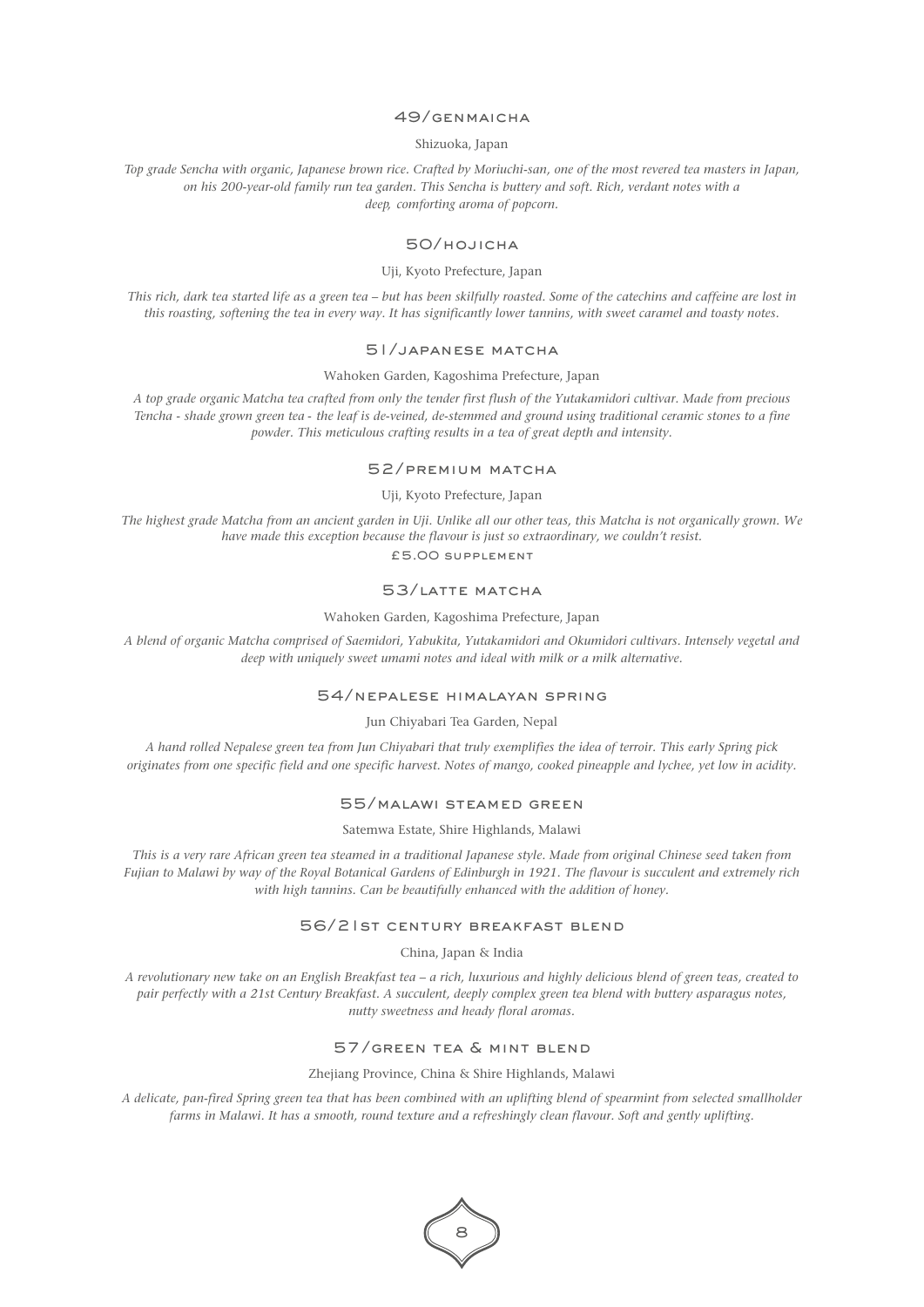## 49/GENMAICHA

Shizuoka, Japan

*Top grade Sencha with organic, Japanese brown rice. Crafted by Moriuchi-san, one of the most revered tea masters in Japan, on his 200-year-old family run tea garden. This Sencha is buttery and soft. Rich, verdant notes with a deep, comforting aroma of popcorn.*

## 50/HOJICHA

Uji, Kyoto Prefecture, Japan

*This rich, dark tea started life as a green tea – but has been skilfully roasted. Some of the catechins and caffeine are lost in this roasting, softening the tea in every way. It has significantly lower tannins, with sweet caramel and toasty notes.*

## 51/JAPANESE MATCHA

Wahoken Garden, Kagoshima Prefecture, Japan

*A top grade organic Matcha tea crafted from only the tender first flush of the Yutakamidori cultivar. Made from precious Tencha - shade grown green tea - the leaf is de-veined, de-stemmed and ground using traditional ceramic stones to a fine powder. This meticulous crafting results in a tea of great depth and intensity.*

## 52/PREMIUM MATCHA

Uji, Kyoto Prefecture, Japan

*The highest grade Matcha from an ancient garden in Uji. Unlike all our other teas, this Matcha is not organically grown. We have made this exception because the flavour is just so extraordinary, we couldn't resist.*

£5.00 SUPPLEMENT

## 53/LATTE MATCHA

Wahoken Garden, Kagoshima Prefecture, Japan

*A blend of organic Matcha comprised of Saemidori, Yabukita, Yutakamidori and Okumidori cultivars. Intensely vegetal and deep with uniquely sweet umami notes and ideal with milk or a milk alternative.*

## 54/NEPALESE HIMALAYAN SPRING

Jun Chiyabari Tea Garden, Nepal

*A hand rolled Nepalese green tea from Jun Chiyabari that truly exemplifies the idea of terroir. This early Spring pick originates from one specific field and one specific harvest. Notes of mango, cooked pineapple and lychee, yet low in acidity.*

## 55/MALAWI STEAMED GREEN

Satemwa Estate, Shire Highlands, Malawi

*This is a very rare African green tea steamed in a traditional Japanese style. Made from original Chinese seed taken from Fujian to Malawi by way of the Royal Botanical Gardens of Edinburgh in 1921. The flavour is succulent and extremely rich with high tannins. Can be beautifully enhanced with the addition of honey.*

## 56/21ST CENTURY BREAKFAST BLEND

China, Japan & India

*A revolutionary new take on an English Breakfast tea – a rich, luxurious and highly delicious blend of green teas, created to pair perfectly with a 21st Century Breakfast. A succulent, deeply complex green tea blend with buttery asparagus notes, nutty sweetness and heady floral aromas.*

## 57/GREEN TEA & MINT BLEND

Zhejiang Province, China & Shire Highlands, Malawi

*A delicate, pan-fired Spring green tea that has been combined with an uplifting blend of spearmint from selected smallholder farms in Malawi. It has a smooth, round texture and a refreshingly clean flavour. Soft and gently uplifting.*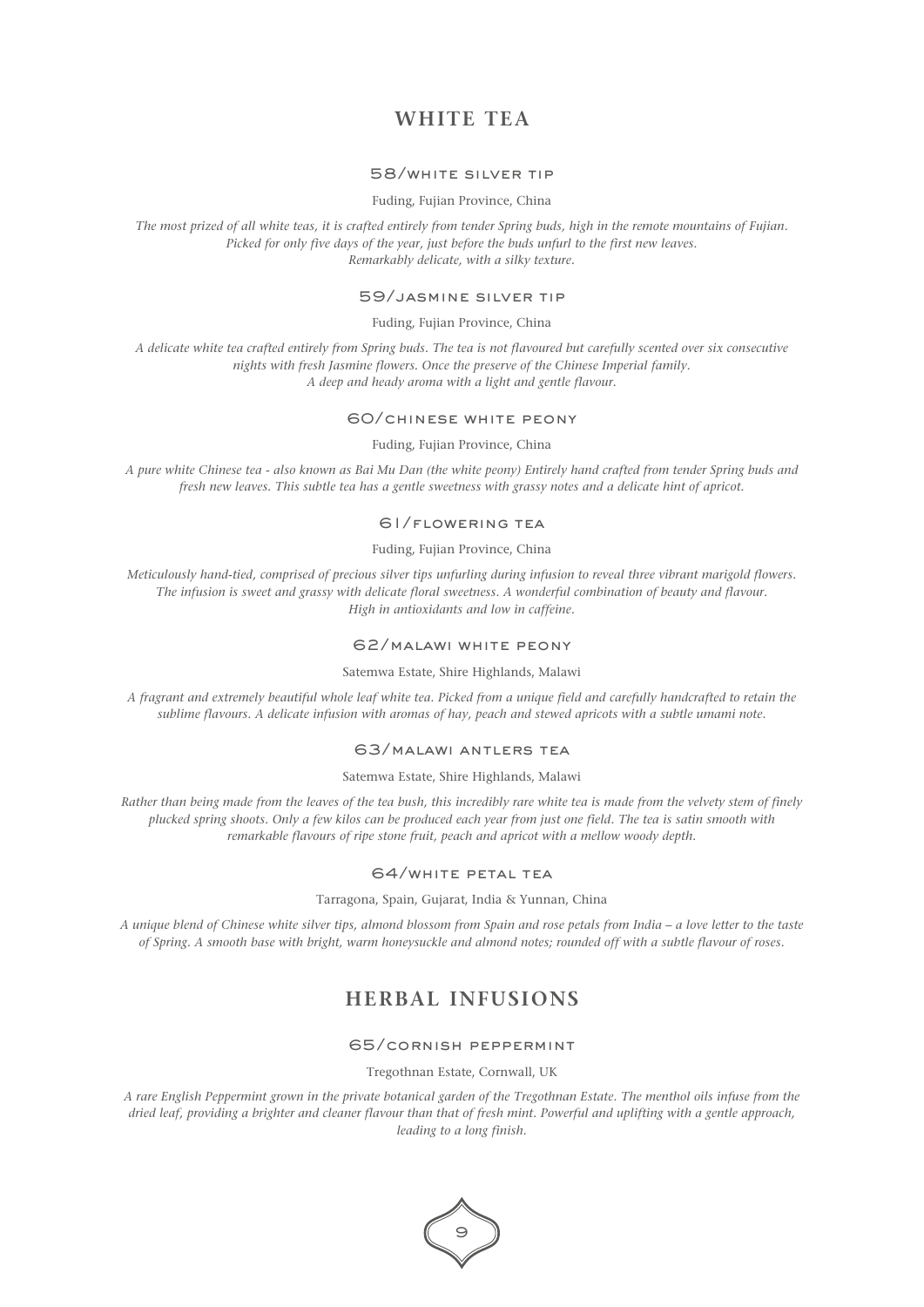## WHITE TEA

### 58/WHITE SILVER TIP

Fuding, Fujian Province, China

*The most prized of all white teas, it is crafted entirely from tender Spring buds, high in the remote mountains of Fujian. Picked for only five days of the year, just before the buds unfurl to the first new leaves. Remarkably delicate, with a silky texture.*

### 59/JASMINE SILVER TIP

Fuding, Fujian Province, China

*A delicate white tea crafted entirely from Spring buds. The tea is not flavoured but carefully scented over six consecutive nights with fresh Jasmine flowers. Once the preserve of the Chinese Imperial family. A deep and heady aroma with a light and gentle flavour.*

### 60/CHINESE WHITE PEONY

Fuding, Fujian Province, China

*A pure white Chinese tea - also known as Bai Mu Dan (the white peony) Entirely hand crafted from tender Spring buds and fresh new leaves. This subtle tea has a gentle sweetness with grassy notes and a delicate hint of apricot.*

### 61/FLOWERING TEA

Fuding, Fujian Province, China

*Meticulously hand-tied, comprised of precious silver tips unfurling during infusion to reveal three vibrant marigold flowers. The infusion is sweet and grassy with delicate floral sweetness. A wonderful combination of beauty and flavour. High in antioxidants and low in caffeine.*

### 62/MALAWI WHITE PEONY

Satemwa Estate, Shire Highlands, Malawi

*A fragrant and extremely beautiful whole leaf white tea. Picked from a unique field and carefully handcrafted to retain the sublime flavours. A delicate infusion with aromas of hay, peach and stewed apricots with a subtle umami note.*

### 63/MALAWI ANTLERS TEA

Satemwa Estate, Shire Highlands, Malawi

*Rather than being made from the leaves of the tea bush, this incredibly rare white tea is made from the velvety stem of finely plucked spring shoots. Only a few kilos can be produced each year from just one field. The tea is satin smooth with remarkable flavours of ripe stone fruit, peach and apricot with a mellow woody depth.*

### 64/WHITE PETAL TEA

Tarragona, Spain, Gujarat, India & Yunnan, China

*A unique blend of Chinese white silver tips, almond blossom from Spain and rose petals from India – a love letter to the taste of Spring. A smooth base with bright, warm honeysuckle and almond notes; rounded off with a subtle flavour of roses.*

## HERBAL INFUSIONS

### 65/CORNISH PEPPERMINT

Tregothnan Estate, Cornwall, UK

*A rare English Peppermint grown in the private botanical garden of the Tregothnan Estate. The menthol oils infuse from the dried leaf, providing a brighter and cleaner flavour than that of fresh mint. Powerful and uplifting with a gentle approach, leading to a long finish.*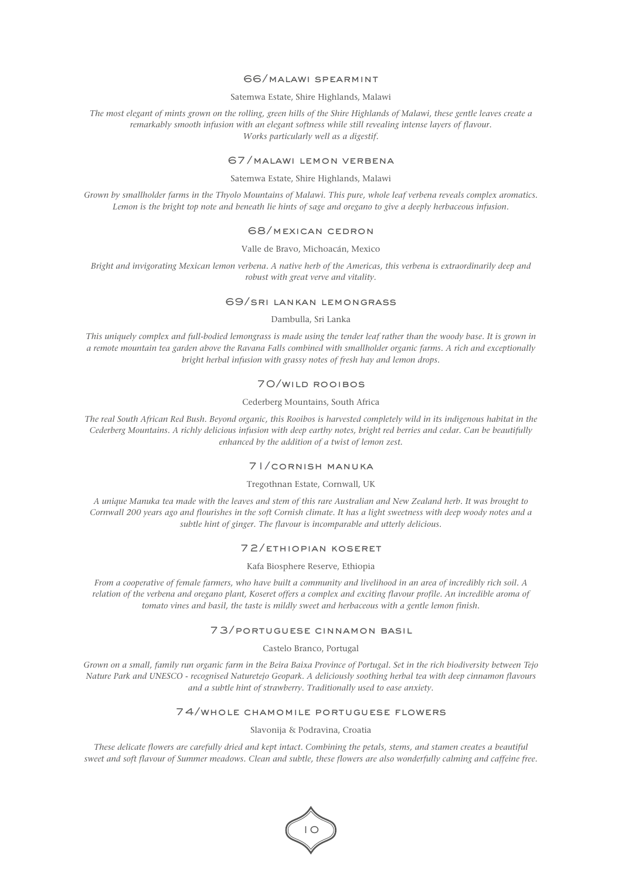## 66/MALAWI SPEARMINT

Satemwa Estate, Shire Highlands, Malawi

*The most elegant of mints grown on the rolling, green hills of the Shire Highlands of Malawi, these gentle leaves create a remarkably smooth infusion with an elegant softness while still revealing intense layers of flavour. Works particularly well as a digestif.*

## 67/MALAWI LEMON VERBENA

Satemwa Estate, Shire Highlands, Malawi

*Grown by smallholder farms in the Thyolo Mountains of Malawi. This pure, whole leaf verbena reveals complex aromatics. Lemon is the bright top note and beneath lie hints of sage and oregano to give a deeply herbaceous infusion.*

## 68/MEXICAN CEDRON

Valle de Bravo, Michoacán, Mexico

*Bright and invigorating Mexican lemon verbena. A native herb of the Americas, this verbena is extraordinarily deep and robust with great verve and vitality.*

## 69/SRI LANKAN LEMONGRASS

Dambulla, Sri Lanka

*This uniquely complex and full-bodied lemongrass is made using the tender leaf rather than the woody base. It is grown in a remote mountain tea garden above the Ravana Falls combined with smallholder organic farms. A rich and exceptionally bright herbal infusion with grassy notes of fresh hay and lemon drops.*

## 70/WILD ROOIBOS

Cederberg Mountains, South Africa

*The real South African Red Bush. Beyond organic, this Rooibos is harvested completely wild in its indigenous habitat in the Cederberg Mountains. A richly delicious infusion with deep earthy notes, bright red berries and cedar. Can be beautifully enhanced by the addition of a twist of lemon zest.*

## 71/CORNISH MANUKA

Tregothnan Estate, Cornwall, UK

*A unique Manuka tea made with the leaves and stem of this rare Australian and New Zealand herb. It was brought to Cornwall 200 years ago and flourishes in the soft Cornish climate. It has a light sweetness with deep woody notes and a subtle hint of ginger. The flavour is incomparable and utterly delicious.*

## 72/ETHIOPIAN KOSERET

Kafa Biosphere Reserve, Ethiopia

*From a cooperative of female farmers, who have built a community and livelihood in an area of incredibly rich soil. A relation of the verbena and oregano plant, Koseret offers a complex and exciting flavour profile. An incredible aroma of tomato vines and basil, the taste is mildly sweet and herbaceous with a gentle lemon finish.*

## 73/PORTUGUESE CINNAMON BASIL

Castelo Branco, Portugal

*Grown on a small, family run organic farm in the Beira Baixa Province of Portugal. Set in the rich biodiversity between Tejo Nature Park and UNESCO - recognised Naturetejo Geopark. A deliciously soothing herbal tea with deep cinnamon flavours and a subtle hint of strawberry. Traditionally used to ease anxiety.*

## 74/WHOLE CHAMOMILE PORTUGUESE FLOWERS

Slavonija & Podravina, Croatia

*These delicate flowers are carefully dried and kept intact. Combining the petals, stems, and stamen creates a beautiful sweet and soft flavour of Summer meadows. Clean and subtle, these flowers are also wonderfully calming and caffeine free.*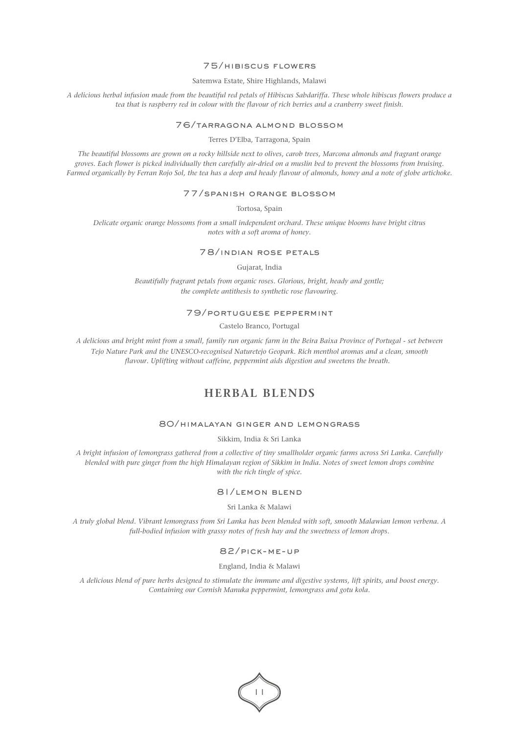### 75/HIBISCUS FLOWERS

Satemwa Estate, Shire Highlands, Malawi

*A delicious herbal infusion made from the beautiful red petals of Hibiscus Sabdariffa. These whole hibiscus flowers produce a tea that is raspberry red in colour with the flavour of rich berries and a cranberry sweet finish.*

### 76/TARRAGONA ALMOND BLOSSOM

Terres D'Elba, Tarragona, Spain

*The beautiful blossoms are grown on a rocky hillside next to olives, carob trees, Marcona almonds and fragrant orange groves. Each flower is picked individually then carefully air-dried on a muslin bed to prevent the blossoms from bruising. Farmed organically by Ferran Rojo Sol, the tea has a deep and heady flavour of almonds, honey and a note of globe artichoke.*

### 77/SPANISH ORANGE BLOSSOM

Tortosa, Spain

*Delicate organic orange blossoms from a small independent orchard. These unique blooms have bright citrus notes with a soft aroma of honey.*

### 78/INDIAN ROSE PETALS

Gujarat, India

*Beautifully fragrant petals from organic roses. Glorious, bright, heady and gentle; the complete antithesis to synthetic rose flavouring.*

### 79/PORTUGUESE PEPPERMINT

Castelo Branco, Portugal

*A delicious and bright mint from a small, family run organic farm in the Beira Baixa Province of Portugal - set between Tejo Nature Park and the UNESCO-recognised Naturetejo Geopark. Rich menthol aromas and a clean, smooth flavour. Uplifting without caffeine, peppermint aids digestion and sweetens the breath.*

## HERBAL BLENDS

### 80/HIMALAYAN GINGER AND LEMONGRASS

Sikkim, India & Sri Lanka

*A bright infusion of lemongrass gathered from a collective of tiny smallholder organic farms across Sri Lanka. Carefully blended with pure ginger from the high Himalayan region of Sikkim in India. Notes of sweet lemon drops combine with the rich tingle of spice.*

### 81/LEMON BLEND

Sri Lanka & Malawi

*A truly global blend. Vibrant lemongrass from Sri Lanka has been blended with soft, smooth Malawian lemon verbena. A full-bodied infusion with grassy notes of fresh hay and the sweetness of lemon drops.*

### 82/PICK-ME-UP

England, India & Malawi

*A delicious blend of pure herbs designed to stimulate the immune and digestive systems, lift spirits, and boost energy. Containing our Cornish Manuka peppermint, lemongrass and gotu kola.*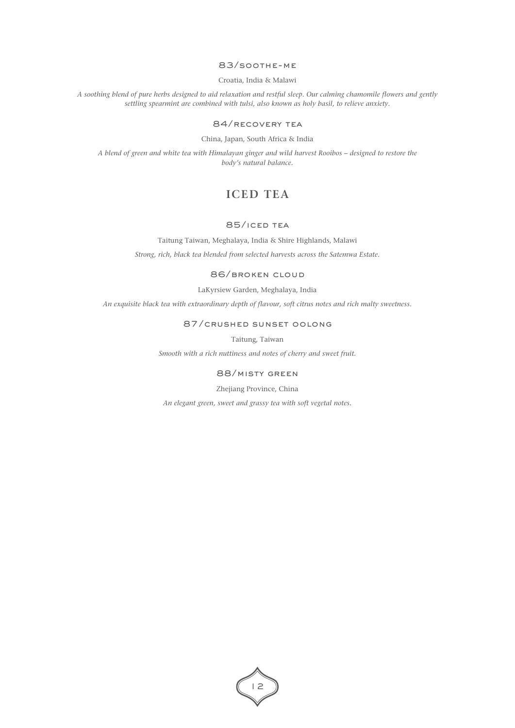### 83/soothe-me

Croatia, India & Malawi

*A soothing blend of pure herbs designed to aid relaxation and restful sleep. Our calming chamomile flowers and gently settling spearmint are combined with tulsi, also known as holy basil, to relieve anxiety.*

### 84/recovery tea

China, Japan, South Africa & India

*A blend of green and white tea with Himalayan ginger and wild harvest Rooibos – designed to restore the body's natural balance.*

## ICED TEA

### 85/iced tea

Taitung Taiwan, Meghalaya, India & Shire Highlands, Malawi

*Strong, rich, black tea blended from selected harvests across the Satemwa Estate.*

### 86/broken cloud

LaKyrsiew Garden, Meghalaya, India

*An exquisite black tea with extraordinary depth of flavour, soft citrus notes and rich malty sweetness.*

### 87/crushed sunset oolong

Taitung, Taiwan

*Smooth with a rich nuttiness and notes of cherry and sweet fruit.*

### 88/misty green

Zhejiang Province, China

*An elegant green, sweet and grassy tea with soft vegetal notes.*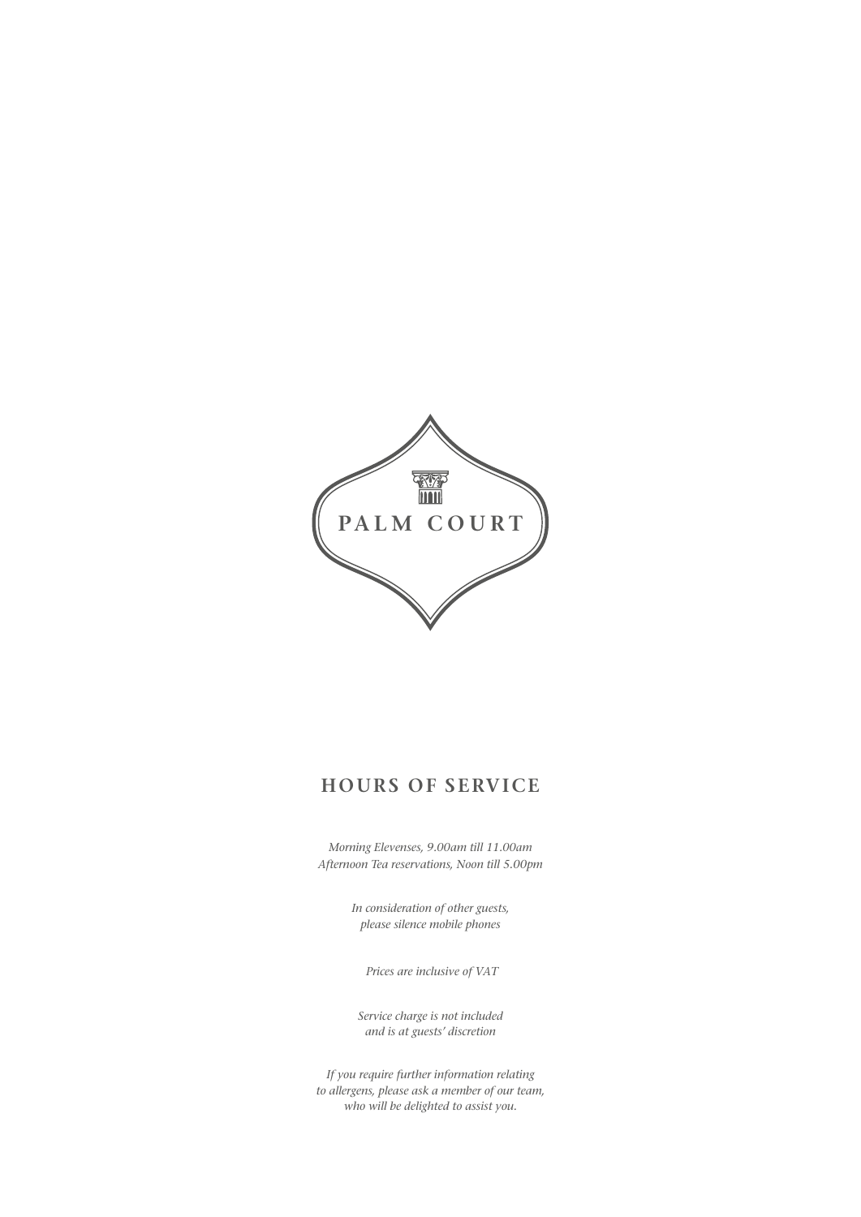PALM COURT

## HOURS OF SERVICE

*Morning Elevenses, 9.00am till 11.00am*
*Afternoon Tea reservations, Noon till 5.00pm*

*In consideration of other guests,*
*please silence mobile phones*

*Prices are inclusive of VAT*

*Service charge is not included*
*and is at guests' discretion*

*If you require further information relating*
*to allergens, please ask a member of our team,*
*who will be delighted to assist you.*